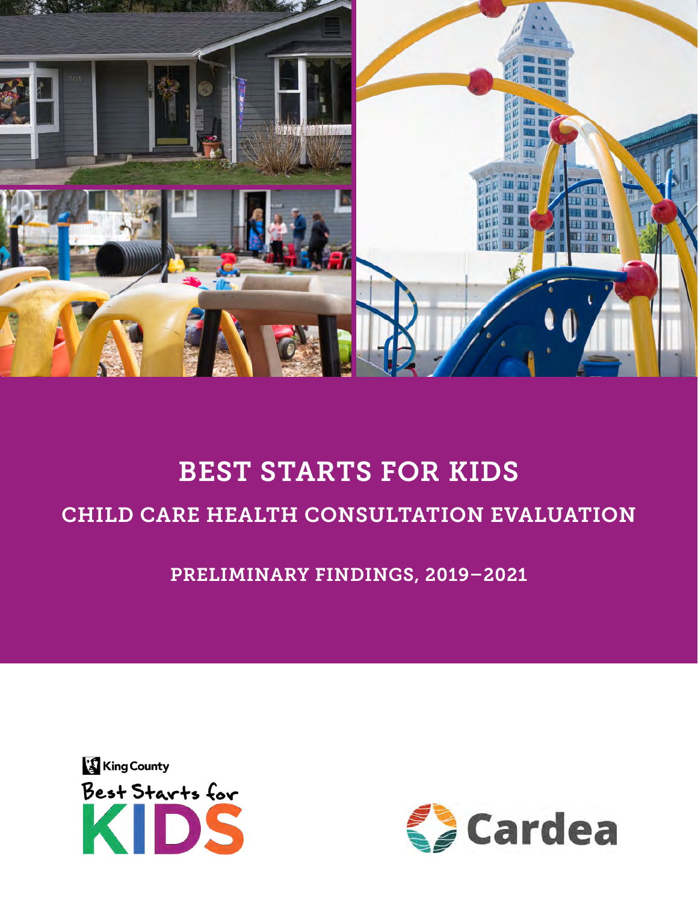# BEST STARTS FOR KIDS

## CHILD CARE HEALTH CONSULTATION EVALUATION

### PRELIMINARY FINDINGS, 2019–2021

King County

Best Starts for KIDS

Cardea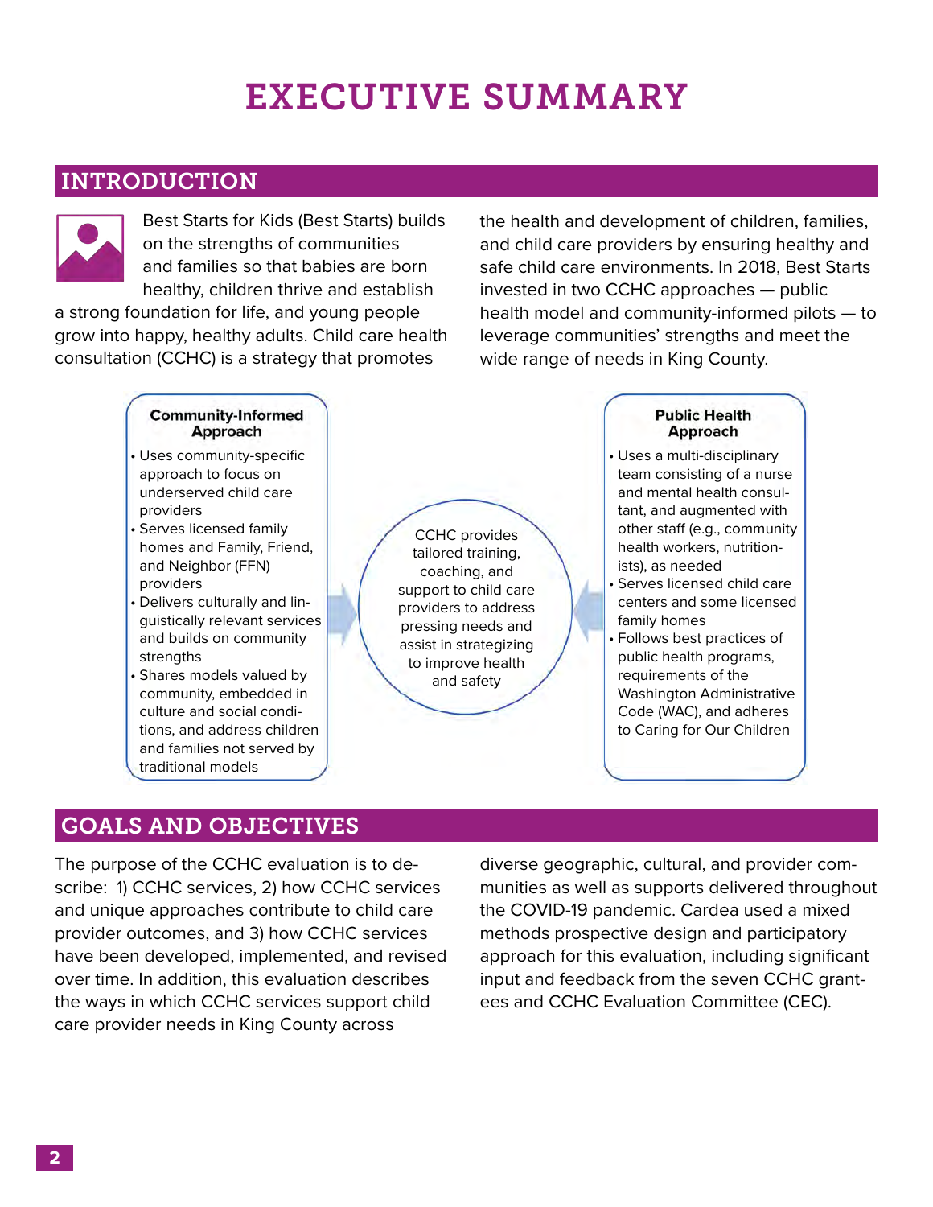# EXECUTIVE SUMMARY

## INTRODUCTION

Best Starts for Kids (Best Starts) builds on the strengths of communities and families so that babies are born healthy, children thrive and establish a strong foundation for life, and young people grow into happy, healthy adults. Child care health consultation (CCHC) is a strategy that promotes the health and development of children, families, and child care providers by ensuring healthy and safe child care environments. In 2018, Best Starts invested in two CCHC approaches — public health model and community-informed pilots — to leverage communities' strengths and meet the wide range of needs in King County.

**Community-Informed Approach**

- Uses community-specific approach to focus on underserved child care providers
- Serves licensed family homes and Family, Friend, and Neighbor (FFN) providers
- Delivers culturally and linguistically relevant services and builds on community strengths
- Shares models valued by community, embedded in culture and social conditions, and address children and families not served by traditional models

CCHC provides tailored training, coaching, and support to child care providers to address pressing needs and assist in strategizing to improve health and safety

**Public Health Approach**

- Uses a multi-disciplinary team consisting of a nurse and mental health consultant, and augmented with other staff (e.g., community health workers, nutritionists), as needed
- Serves licensed child care centers and some licensed family homes
- Follows best practices of public health programs, requirements of the Washington Administrative Code (WAC), and adheres to Caring for Our Children

## GOALS AND OBJECTIVES

The purpose of the CCHC evaluation is to describe: 1) CCHC services, 2) how CCHC services and unique approaches contribute to child care provider outcomes, and 3) how CCHC services have been developed, implemented, and revised over time. In addition, this evaluation describes the ways in which CCHC services support child care provider needs in King County across diverse geographic, cultural, and provider communities as well as supports delivered throughout the COVID-19 pandemic. Cardea used a mixed methods prospective design and participatory approach for this evaluation, including significant input and feedback from the seven CCHC grantees and CCHC Evaluation Committee (CEC).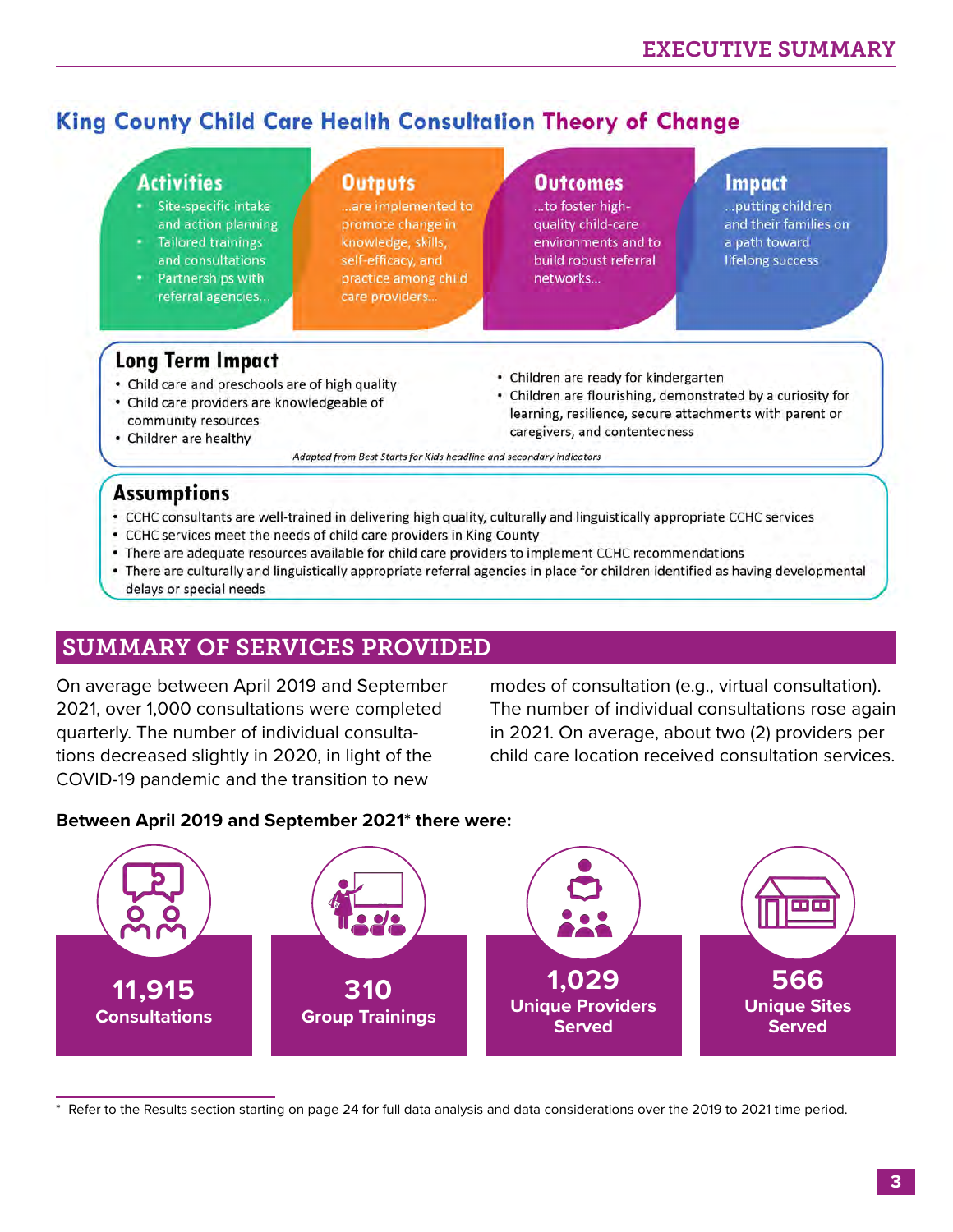## King County Child Care Health Consultation Theory of Change

### Activities

- Site-specific intake and action planning
- Tailored trainings and consultations
- Partnerships with referral agencies...

### Outputs

...are implemented to promote change in knowledge, skills, self-efficacy, and practice among child care providers...

### Outcomes

...to foster high-quality child-care environments and to build robust referral networks...

### Impact

...putting children and their families on a path toward lifelong success

### Long Term Impact

- Child care and preschools are of high quality
- Child care providers are knowledgeable of community resources
- Children are healthy
- Children are ready for kindergarten
- Children are flourishing, demonstrated by a curiosity for learning, resilience, secure attachments with parent or caregivers, and contentedness

*Adapted from Best Starts for Kids headline and secondary indicators*

### Assumptions

- CCHC consultants are well-trained in delivering high quality, culturally and linguistically appropriate CCHC services
- CCHC services meet the needs of child care providers in King County
- There are adequate resources available for child care providers to implement CCHC recommendations
- There are culturally and linguistically appropriate referral agencies in place for children identified as having developmental delays or special needs

## SUMMARY OF SERVICES PROVIDED

On average between April 2019 and September 2021, over 1,000 consultations were completed quarterly. The number of individual consultations decreased slightly in 2020, in light of the COVID-19 pandemic and the transition to new modes of consultation (e.g., virtual consultation). The number of individual consultations rose again in 2021. On average, about two (2) providers per child care location received consultation services.

**Between April 2019 and September 2021* there were:**

- **11,915** Consultations
- **310** Group Trainings
- **1,029** Unique Providers Served
- **566** Unique Sites Served

* Refer to the Results section starting on page 24 for full data analysis and data considerations over the 2019 to 2021 time period.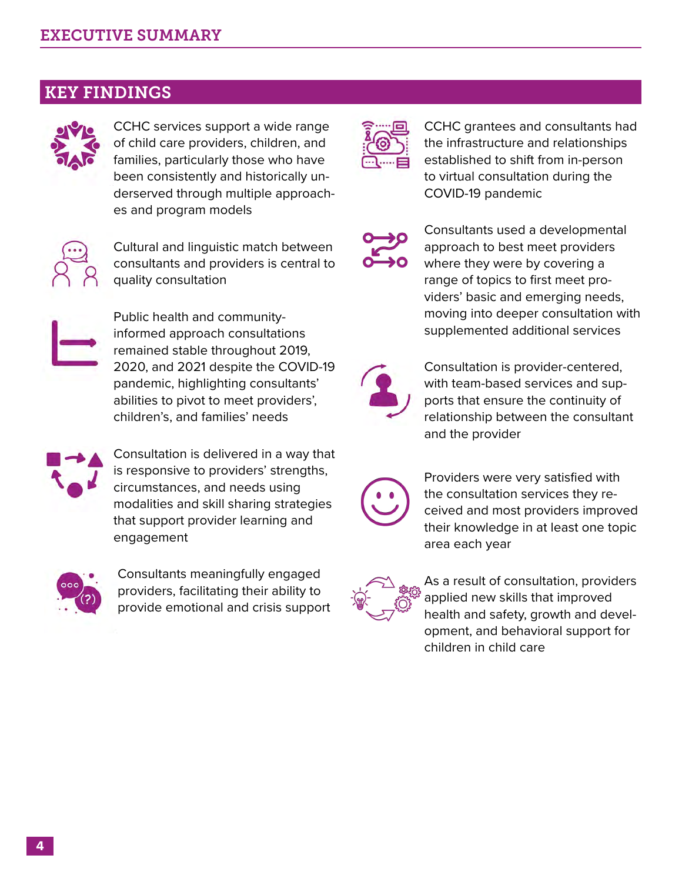## KEY FINDINGS

- CCHC services support a wide range of child care providers, children, and families, particularly those who have been consistently and historically underserved through multiple approaches and program models
- Cultural and linguistic match between consultants and providers is central to quality consultation
- Public health and community-informed approach consultations remained stable throughout 2019, 2020, and 2021 despite the COVID-19 pandemic, highlighting consultants' abilities to pivot to meet providers', children's, and families' needs
- Consultation is delivered in a way that is responsive to providers' strengths, circumstances, and needs using modalities and skill sharing strategies that support provider learning and engagement
- Consultants meaningfully engaged providers, facilitating their ability to provide emotional and crisis support
- CCHC grantees and consultants had the infrastructure and relationships established to shift from in-person to virtual consultation during the COVID-19 pandemic
- Consultants used a developmental approach to best meet providers where they were by covering a range of topics to first meet providers' basic and emerging needs, moving into deeper consultation with supplemented additional services
- Consultation is provider-centered, with team-based services and supports that ensure the continuity of relationship between the consultant and the provider
- Providers were very satisfied with the consultation services they received and most providers improved their knowledge in at least one topic area each year
- As a result of consultation, providers applied new skills that improved health and safety, growth and development, and behavioral support for children in child care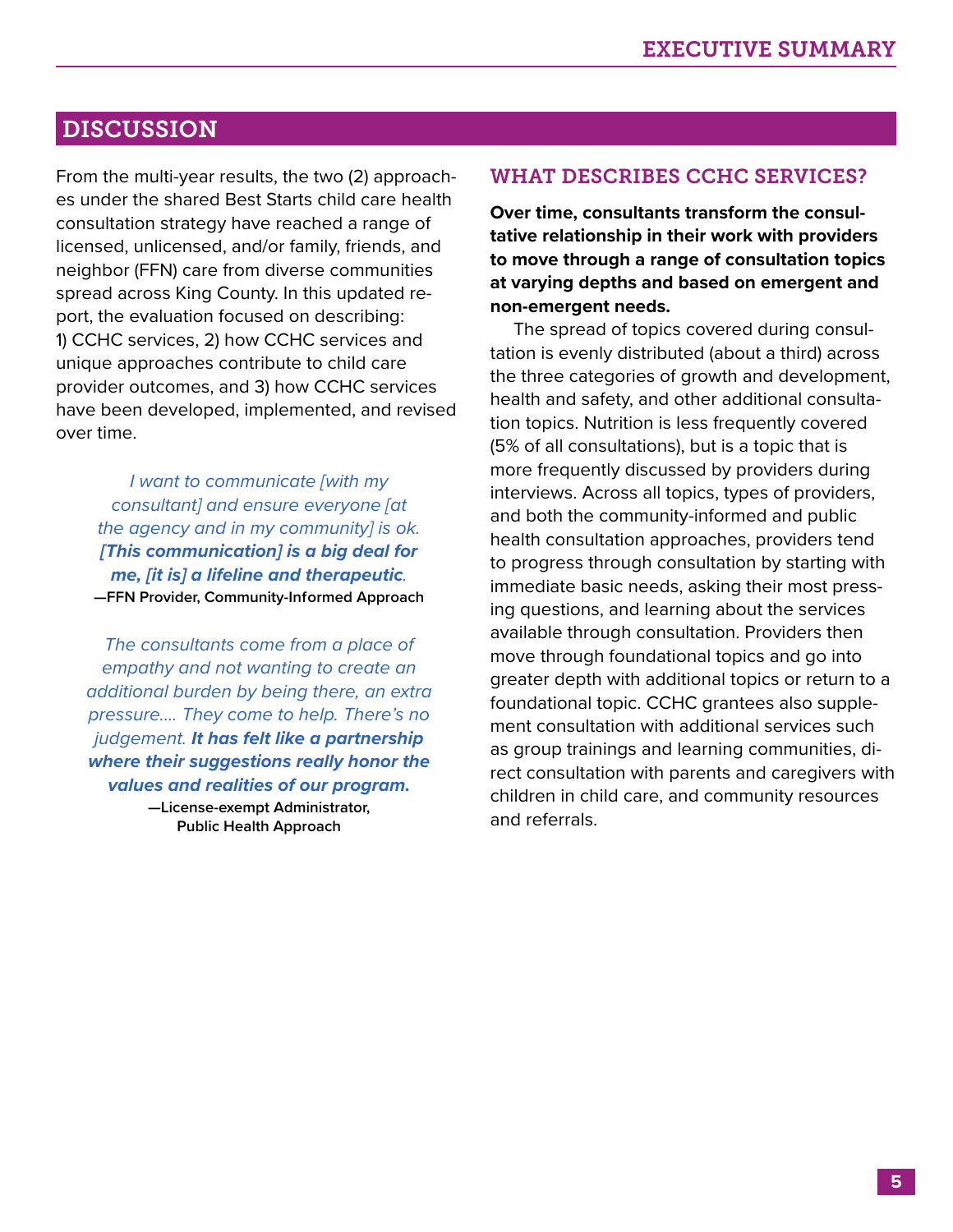## DISCUSSION

From the multi-year results, the two (2) approaches under the shared Best Starts child care health consultation strategy have reached a range of licensed, unlicensed, and/or family, friends, and neighbor (FFN) care from diverse communities spread across King County. In this updated report, the evaluation focused on describing: 1) CCHC services, 2) how CCHC services and unique approaches contribute to child care provider outcomes, and 3) how CCHC services have been developed, implemented, and revised over time.

> *I want to communicate [with my consultant] and ensure everyone [at the agency and in my community] is ok.* ***[This communication] is a big deal for me, [it is] a lifeline and therapeutic****.*
>
> **—FFN Provider, Community-Informed Approach**

> *The consultants come from a place of empathy and not wanting to create an additional burden by being there, an extra pressure…. They come to help. There's no judgement.* ***It has felt like a partnership where their suggestions really honor the values and realities of our program.***
>
> **—License-exempt Administrator, Public Health Approach**

### WHAT DESCRIBES CCHC SERVICES?

**Over time, consultants transform the consultative relationship in their work with providers to move through a range of consultation topics at varying depths and based on emergent and non-emergent needs.**

The spread of topics covered during consultation is evenly distributed (about a third) across the three categories of growth and development, health and safety, and other additional consultation topics. Nutrition is less frequently covered (5% of all consultations), but is a topic that is more frequently discussed by providers during interviews. Across all topics, types of providers, and both the community-informed and public health consultation approaches, providers tend to progress through consultation by starting with immediate basic needs, asking their most pressing questions, and learning about the services available through consultation. Providers then move through foundational topics and go into greater depth with additional topics or return to a foundational topic. CCHC grantees also supplement consultation with additional services such as group trainings and learning communities, direct consultation with parents and caregivers with children in child care, and community resources and referrals.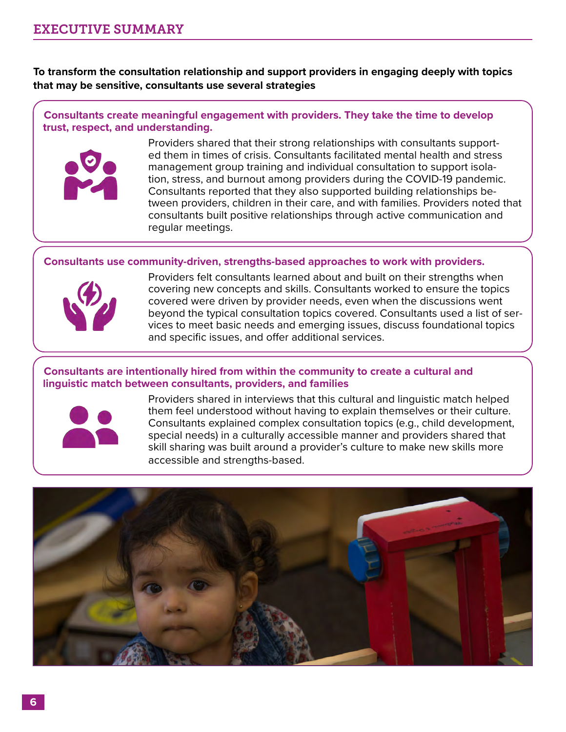**To transform the consultation relationship and support providers in engaging deeply with topics that may be sensitive, consultants use several strategies**

### Consultants create meaningful engagement with providers. They take the time to develop trust, respect, and understanding.

Providers shared that their strong relationships with consultants supported them in times of crisis. Consultants facilitated mental health and stress management group training and individual consultation to support isolation, stress, and burnout among providers during the COVID-19 pandemic. Consultants reported that they also supported building relationships between providers, children in their care, and with families. Providers noted that consultants built positive relationships through active communication and regular meetings.

### Consultants use community-driven, strengths-based approaches to work with providers.

Providers felt consultants learned about and built on their strengths when covering new concepts and skills. Consultants worked to ensure the topics covered were driven by provider needs, even when the discussions went beyond the typical consultation topics covered. Consultants used a list of services to meet basic needs and emerging issues, discuss foundational topics and specific issues, and offer additional services.

### Consultants are intentionally hired from within the community to create a cultural and linguistic match between consultants, providers, and families

Providers shared in interviews that this cultural and linguistic match helped them feel understood without having to explain themselves or their culture. Consultants explained complex consultation topics (e.g., child development, special needs) in a culturally accessible manner and providers shared that skill sharing was built around a provider's culture to make new skills more accessible and strengths-based.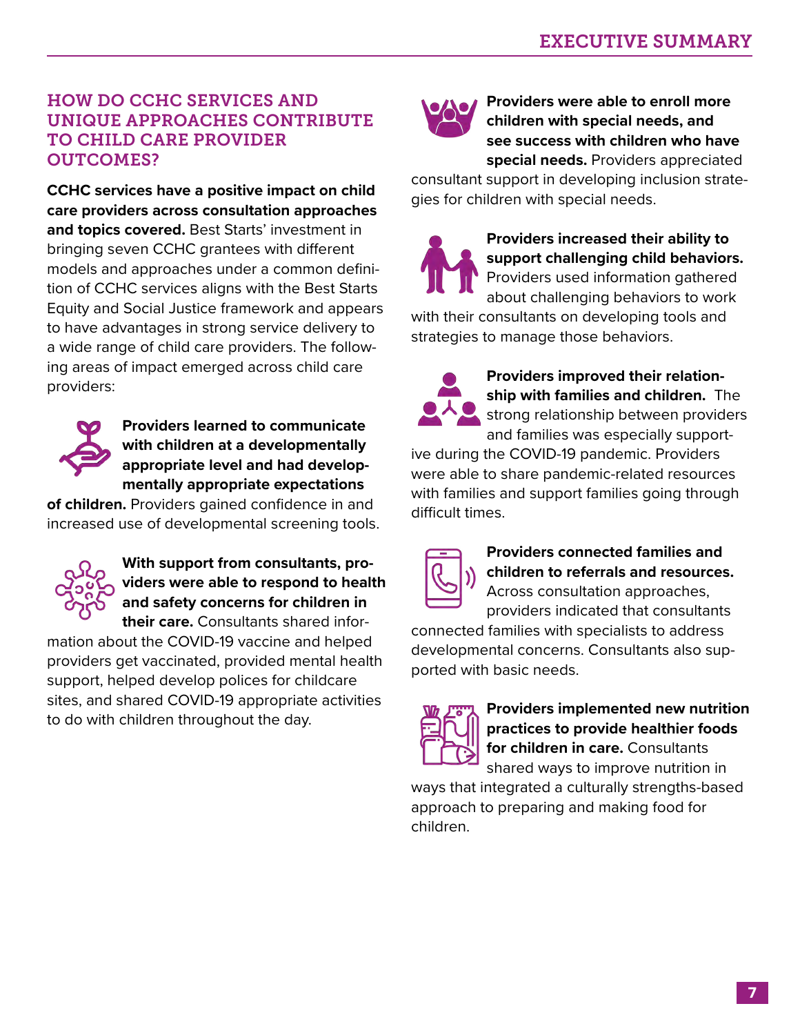## HOW DO CCHC SERVICES AND UNIQUE APPROACHES CONTRIBUTE TO CHILD CARE PROVIDER OUTCOMES?

**CCHC services have a positive impact on child care providers across consultation approaches and topics covered.** Best Starts' investment in bringing seven CCHC grantees with different models and approaches under a common definition of CCHC services aligns with the Best Starts Equity and Social Justice framework and appears to have advantages in strong service delivery to a wide range of child care providers. The following areas of impact emerged across child care providers:

**Providers learned to communicate with children at a developmentally appropriate level and had developmentally appropriate expectations of children.** Providers gained confidence in and increased use of developmental screening tools.

**With support from consultants, providers were able to respond to health and safety concerns for children in their care.** Consultants shared information about the COVID-19 vaccine and helped providers get vaccinated, provided mental health support, helped develop polices for childcare sites, and shared COVID-19 appropriate activities to do with children throughout the day.

**Providers were able to enroll more children with special needs, and see success with children who have special needs.** Providers appreciated consultant support in developing inclusion strategies for children with special needs.

**Providers increased their ability to support challenging child behaviors.** Providers used information gathered about challenging behaviors to work with their consultants on developing tools and strategies to manage those behaviors.

**Providers improved their relationship with families and children.** The strong relationship between providers and families was especially supportive during the COVID-19 pandemic. Providers were able to share pandemic-related resources with families and support families going through difficult times.

**Providers connected families and children to referrals and resources.** Across consultation approaches, providers indicated that consultants connected families with specialists to address developmental concerns. Consultants also supported with basic needs.

**Providers implemented new nutrition practices to provide healthier foods for children in care.** Consultants shared ways to improve nutrition in ways that integrated a culturally strengths-based approach to preparing and making food for children.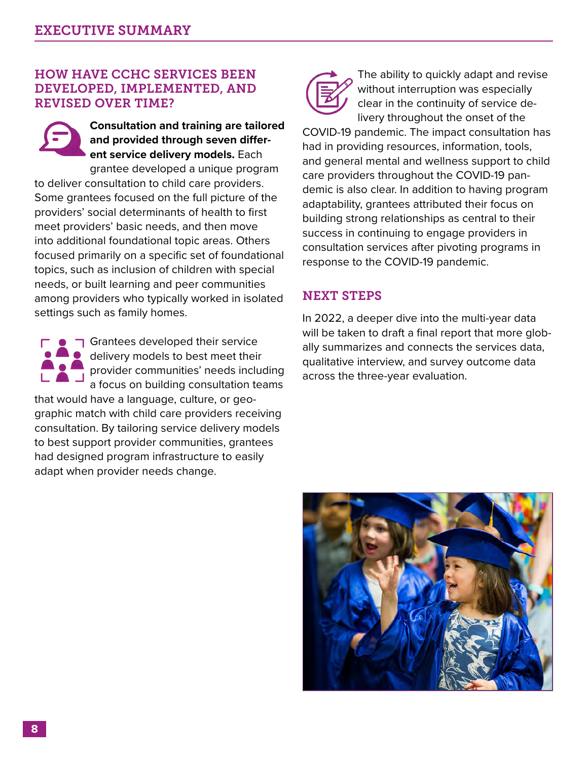## HOW HAVE CCHC SERVICES BEEN DEVELOPED, IMPLEMENTED, AND REVISED OVER TIME?

**Consultation and training are tailored and provided through seven different service delivery models.** Each grantee developed a unique program to deliver consultation to child care providers. Some grantees focused on the full picture of the providers' social determinants of health to first meet providers' basic needs, and then move into additional foundational topic areas. Others focused primarily on a specific set of foundational topics, such as inclusion of children with special needs, or built learning and peer communities among providers who typically worked in isolated settings such as family homes.

Grantees developed their service delivery models to best meet their provider communities' needs including a focus on building consultation teams that would have a language, culture, or geographic match with child care providers receiving consultation. By tailoring service delivery models to best support provider communities, grantees had designed program infrastructure to easily adapt when provider needs change.

The ability to quickly adapt and revise without interruption was especially clear in the continuity of service delivery throughout the onset of the COVID-19 pandemic. The impact consultation has had in providing resources, information, tools, and general mental and wellness support to child care providers throughout the COVID-19 pandemic is also clear. In addition to having program adaptability, grantees attributed their focus on building strong relationships as central to their success in continuing to engage providers in consultation services after pivoting programs in response to the COVID-19 pandemic.

## NEXT STEPS

In 2022, a deeper dive into the multi-year data will be taken to draft a final report that more globally summarizes and connects the services data, qualitative interview, and survey outcome data across the three-year evaluation.